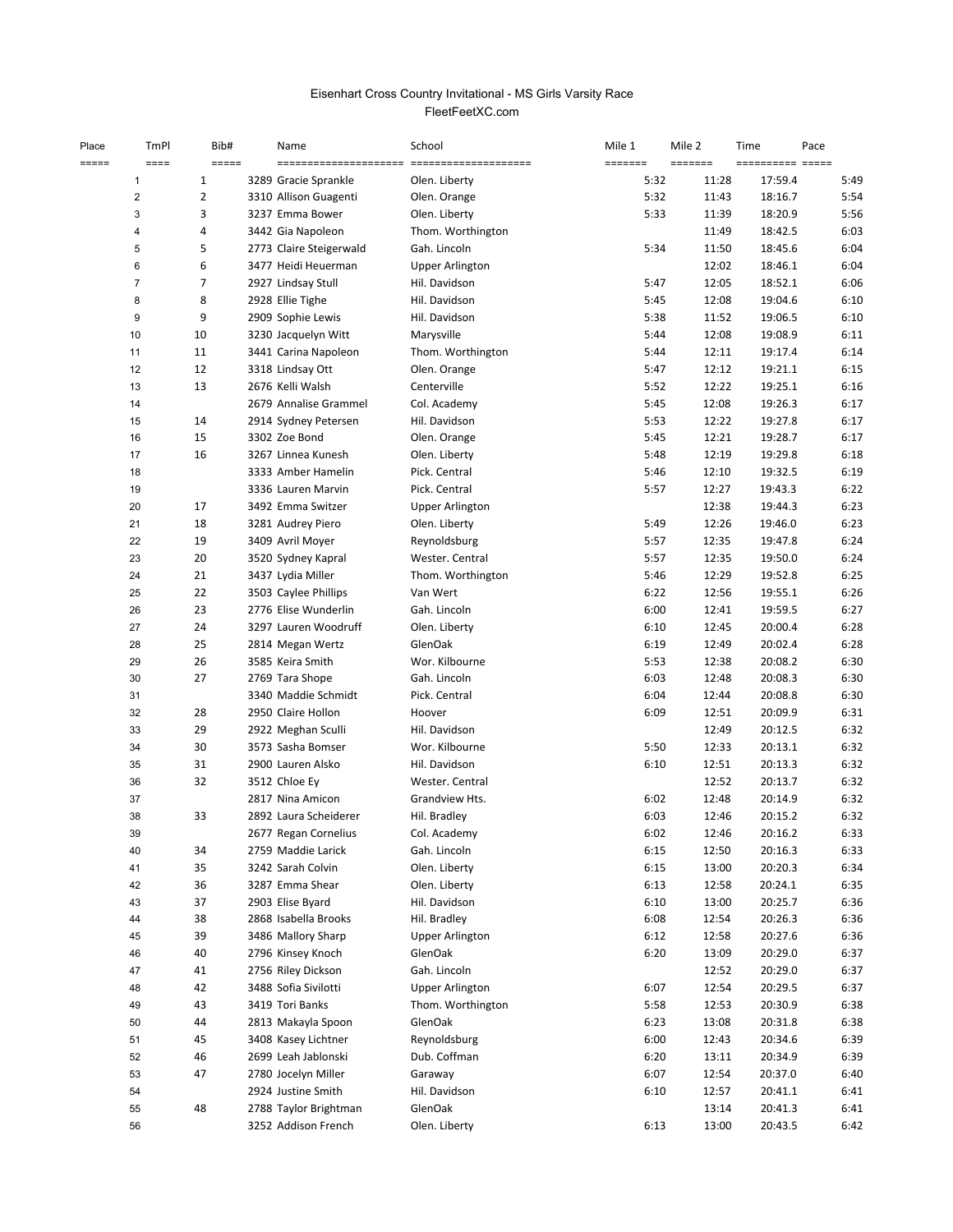# Eisenhart Cross Country Invitational - MS Girls Varsity Race

FleetFeetXC.com

| Place | TmPl | Bib# | Name | School | Mile 1 | Mile 2 | Time | Pace |
|---|---|---|---|---|---|---|---|---|
| 1 | 1 | 3289 | Gracie Sprankle | Olen. Liberty | 5:32 | 11:28 | 17:59.4 | 5:49 |
| 2 | 2 | 3310 | Allison Guagenti | Olen. Orange | 5:32 | 11:43 | 18:16.7 | 5:54 |
| 3 | 3 | 3237 | Emma Bower | Olen. Liberty | 5:33 | 11:39 | 18:20.9 | 5:56 |
| 4 | 4 | 3442 | Gia Napoleon | Thom. Worthington | | 11:49 | 18:42.5 | 6:03 |
| 5 | 5 | 2773 | Claire Steigerwald | Gah. Lincoln | 5:34 | 11:50 | 18:45.6 | 6:04 |
| 6 | 6 | 3477 | Heidi Heuerman | Upper Arlington | | 12:02 | 18:46.1 | 6:04 |
| 7 | 7 | 2927 | Lindsay Stull | Hil. Davidson | 5:47 | 12:05 | 18:52.1 | 6:06 |
| 8 | 8 | 2928 | Ellie Tighe | Hil. Davidson | 5:45 | 12:08 | 19:04.6 | 6:10 |
| 9 | 9 | 2909 | Sophie Lewis | Hil. Davidson | 5:38 | 11:52 | 19:06.5 | 6:10 |
| 10 | 10 | 3230 | Jacquelyn Witt | Marysville | 5:44 | 12:08 | 19:08.9 | 6:11 |
| 11 | 11 | 3441 | Carina Napoleon | Thom. Worthington | 5:44 | 12:11 | 19:17.4 | 6:14 |
| 12 | 12 | 3318 | Lindsay Ott | Olen. Orange | 5:47 | 12:12 | 19:21.1 | 6:15 |
| 13 | 13 | 2676 | Kelli Walsh | Centerville | 5:52 | 12:22 | 19:25.1 | 6:16 |
| 14 | | 2679 | Annalise Grammel | Col. Academy | 5:45 | 12:08 | 19:26.3 | 6:17 |
| 15 | 14 | 2914 | Sydney Petersen | Hil. Davidson | 5:53 | 12:22 | 19:27.8 | 6:17 |
| 16 | 15 | 3302 | Zoe Bond | Olen. Orange | 5:45 | 12:21 | 19:28.7 | 6:17 |
| 17 | 16 | 3267 | Linnea Kunesh | Olen. Liberty | 5:48 | 12:19 | 19:29.8 | 6:18 |
| 18 | | 3333 | Amber Hamelin | Pick. Central | 5:46 | 12:10 | 19:32.5 | 6:19 |
| 19 | | 3336 | Lauren Marvin | Pick. Central | 5:57 | 12:27 | 19:43.3 | 6:22 |
| 20 | 17 | 3492 | Emma Switzer | Upper Arlington | | 12:38 | 19:44.3 | 6:23 |
| 21 | 18 | 3281 | Audrey Piero | Olen. Liberty | 5:49 | 12:26 | 19:46.0 | 6:23 |
| 22 | 19 | 3409 | Avril Moyer | Reynoldsburg | 5:57 | 12:35 | 19:47.8 | 6:24 |
| 23 | 20 | 3520 | Sydney Kapral | Wester. Central | 5:57 | 12:35 | 19:50.0 | 6:24 |
| 24 | 21 | 3437 | Lydia Miller | Thom. Worthington | 5:46 | 12:29 | 19:52.8 | 6:25 |
| 25 | 22 | 3503 | Caylee Phillips | Van Wert | 6:22 | 12:56 | 19:55.1 | 6:26 |
| 26 | 23 | 2776 | Elise Wunderlin | Gah. Lincoln | 6:00 | 12:41 | 19:59.5 | 6:27 |
| 27 | 24 | 3297 | Lauren Woodruff | Olen. Liberty | 6:10 | 12:45 | 20:00.4 | 6:28 |
| 28 | 25 | 2814 | Megan Wertz | GlenOak | 6:19 | 12:49 | 20:02.4 | 6:28 |
| 29 | 26 | 3585 | Keira Smith | Wor. Kilbourne | 5:53 | 12:38 | 20:08.2 | 6:30 |
| 30 | 27 | 2769 | Tara Shope | Gah. Lincoln | 6:03 | 12:48 | 20:08.3 | 6:30 |
| 31 | | 3340 | Maddie Schmidt | Pick. Central | 6:04 | 12:44 | 20:08.8 | 6:30 |
| 32 | 28 | 2950 | Claire Hollon | Hoover | 6:09 | 12:51 | 20:09.9 | 6:31 |
| 33 | 29 | 2922 | Meghan Sculli | Hil. Davidson | | 12:49 | 20:12.5 | 6:32 |
| 34 | 30 | 3573 | Sasha Bomser | Wor. Kilbourne | 5:50 | 12:33 | 20:13.1 | 6:32 |
| 35 | 31 | 2900 | Lauren Alsko | Hil. Davidson | 6:10 | 12:51 | 20:13.3 | 6:32 |
| 36 | 32 | 3512 | Chloe Ey | Wester. Central | | 12:52 | 20:13.7 | 6:32 |
| 37 | | 2817 | Nina Amicon | Grandview Hts. | 6:02 | 12:48 | 20:14.9 | 6:32 |
| 38 | 33 | 2892 | Laura Scheiderer | Hil. Bradley | 6:03 | 12:46 | 20:15.2 | 6:32 |
| 39 | | 2677 | Regan Cornelius | Col. Academy | 6:02 | 12:46 | 20:16.2 | 6:33 |
| 40 | 34 | 2759 | Maddie Larick | Gah. Lincoln | 6:15 | 12:50 | 20:16.3 | 6:33 |
| 41 | 35 | 3242 | Sarah Colvin | Olen. Liberty | 6:15 | 13:00 | 20:20.3 | 6:34 |
| 42 | 36 | 3287 | Emma Shear | Olen. Liberty | 6:13 | 12:58 | 20:24.1 | 6:35 |
| 43 | 37 | 2903 | Elise Byard | Hil. Davidson | 6:10 | 13:00 | 20:25.7 | 6:36 |
| 44 | 38 | 2868 | Isabella Brooks | Hil. Bradley | 6:08 | 12:54 | 20:26.3 | 6:36 |
| 45 | 39 | 3486 | Mallory Sharp | Upper Arlington | 6:12 | 12:58 | 20:27.6 | 6:36 |
| 46 | 40 | 2796 | Kinsey Knoch | GlenOak | 6:20 | 13:09 | 20:29.0 | 6:37 |
| 47 | 41 | 2756 | Riley Dickson | Gah. Lincoln | | 12:52 | 20:29.0 | 6:37 |
| 48 | 42 | 3488 | Sofia Sivilotti | Upper Arlington | 6:07 | 12:54 | 20:29.5 | 6:37 |
| 49 | 43 | 3419 | Tori Banks | Thom. Worthington | 5:58 | 12:53 | 20:30.9 | 6:38 |
| 50 | 44 | 2813 | Makayla Spoon | GlenOak | 6:23 | 13:08 | 20:31.8 | 6:38 |
| 51 | 45 | 3408 | Kasey Lichtner | Reynoldsburg | 6:00 | 12:43 | 20:34.6 | 6:39 |
| 52 | 46 | 2699 | Leah Jablonski | Dub. Coffman | 6:20 | 13:11 | 20:34.9 | 6:39 |
| 53 | 47 | 2780 | Jocelyn Miller | Garaway | 6:07 | 12:54 | 20:37.0 | 6:40 |
| 54 | | 2924 | Justine Smith | Hil. Davidson | 6:10 | 12:57 | 20:41.1 | 6:41 |
| 55 | 48 | 2788 | Taylor Brightman | GlenOak | | 13:14 | 20:41.3 | 6:41 |
| 56 | | 3252 | Addison French | Olen. Liberty | 6:13 | 13:00 | 20:43.5 | 6:42 |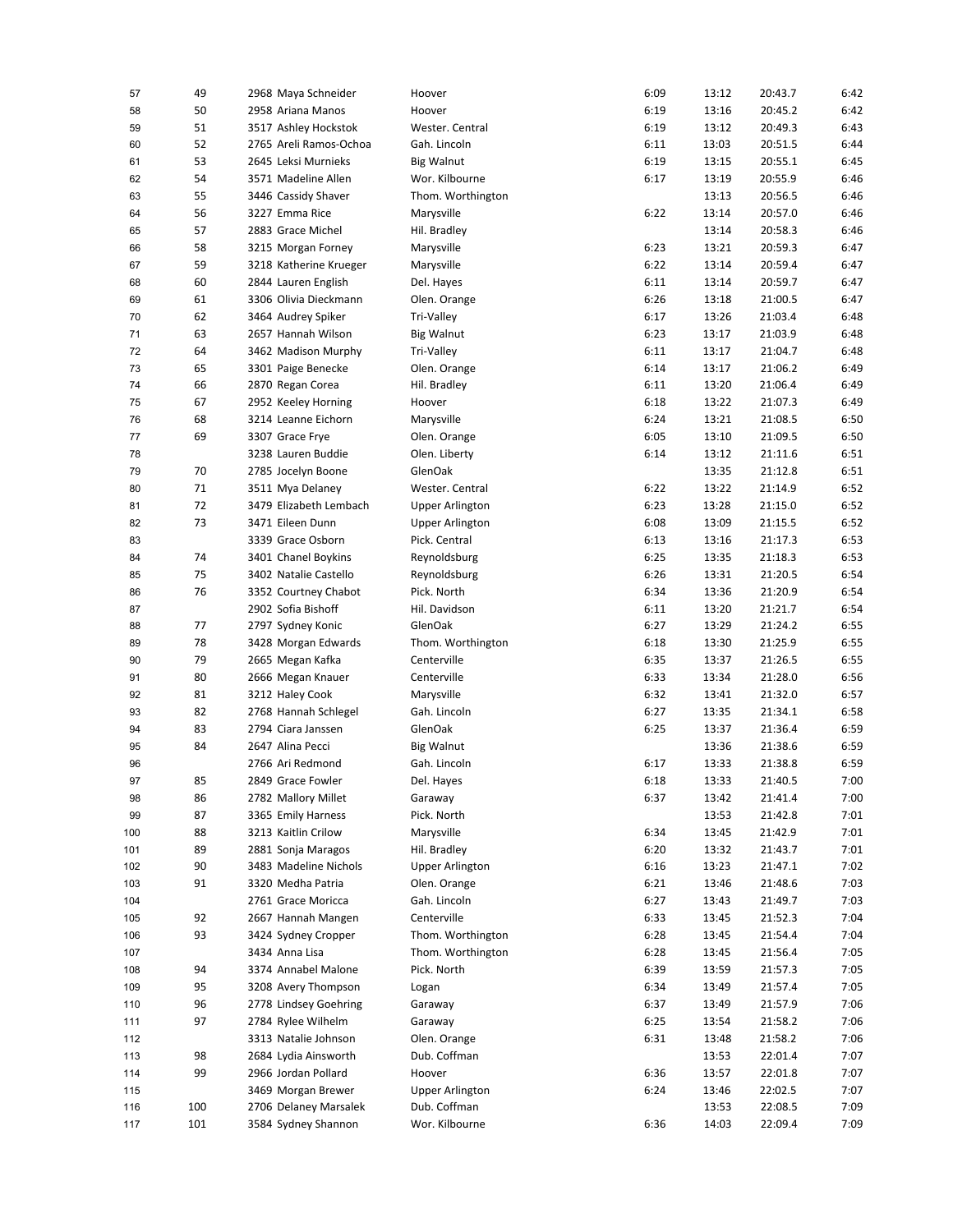| | | | | | | | | |
|---|---|---|---|---|---|---|---|---|
| 57 | 49 | 2968 | Maya Schneider | Hoover | 6:09 | 13:12 | 20:43.7 | 6:42 |
| 58 | 50 | 2958 | Ariana Manos | Hoover | 6:19 | 13:16 | 20:45.2 | 6:42 |
| 59 | 51 | 3517 | Ashley Hockstok | Wester. Central | 6:19 | 13:12 | 20:49.3 | 6:43 |
| 60 | 52 | 2765 | Areli Ramos-Ochoa | Gah. Lincoln | 6:11 | 13:03 | 20:51.5 | 6:44 |
| 61 | 53 | 2645 | Leksi Murnieks | Big Walnut | 6:19 | 13:15 | 20:55.1 | 6:45 |
| 62 | 54 | 3571 | Madeline Allen | Wor. Kilbourne | 6:17 | 13:19 | 20:55.9 | 6:46 |
| 63 | 55 | 3446 | Cassidy Shaver | Thom. Worthington | | 13:13 | 20:56.5 | 6:46 |
| 64 | 56 | 3227 | Emma Rice | Marysville | 6:22 | 13:14 | 20:57.0 | 6:46 |
| 65 | 57 | 2883 | Grace Michel | Hil. Bradley | | 13:14 | 20:58.3 | 6:46 |
| 66 | 58 | 3215 | Morgan Forney | Marysville | 6:23 | 13:21 | 20:59.3 | 6:47 |
| 67 | 59 | 3218 | Katherine Krueger | Marysville | 6:22 | 13:14 | 20:59.4 | 6:47 |
| 68 | 60 | 2844 | Lauren English | Del. Hayes | 6:11 | 13:14 | 20:59.7 | 6:47 |
| 69 | 61 | 3306 | Olivia Dieckmann | Olen. Orange | 6:26 | 13:18 | 21:00.5 | 6:47 |
| 70 | 62 | 3464 | Audrey Spiker | Tri-Valley | 6:17 | 13:26 | 21:03.4 | 6:48 |
| 71 | 63 | 2657 | Hannah Wilson | Big Walnut | 6:23 | 13:17 | 21:03.9 | 6:48 |
| 72 | 64 | 3462 | Madison Murphy | Tri-Valley | 6:11 | 13:17 | 21:04.7 | 6:48 |
| 73 | 65 | 3301 | Paige Benecke | Olen. Orange | 6:14 | 13:17 | 21:06.2 | 6:49 |
| 74 | 66 | 2870 | Regan Corea | Hil. Bradley | 6:11 | 13:20 | 21:06.4 | 6:49 |
| 75 | 67 | 2952 | Keeley Horning | Hoover | 6:18 | 13:22 | 21:07.3 | 6:49 |
| 76 | 68 | 3214 | Leanne Eichorn | Marysville | 6:24 | 13:21 | 21:08.5 | 6:50 |
| 77 | 69 | 3307 | Grace Frye | Olen. Orange | 6:05 | 13:10 | 21:09.5 | 6:50 |
| 78 | | 3238 | Lauren Buddie | Olen. Liberty | 6:14 | 13:12 | 21:11.6 | 6:51 |
| 79 | 70 | 2785 | Jocelyn Boone | GlenOak | | 13:35 | 21:12.8 | 6:51 |
| 80 | 71 | 3511 | Mya Delaney | Wester. Central | 6:22 | 13:22 | 21:14.9 | 6:52 |
| 81 | 72 | 3479 | Elizabeth Lembach | Upper Arlington | 6:23 | 13:28 | 21:15.0 | 6:52 |
| 82 | 73 | 3471 | Eileen Dunn | Upper Arlington | 6:08 | 13:09 | 21:15.5 | 6:52 |
| 83 | | 3339 | Grace Osborn | Pick. Central | 6:13 | 13:16 | 21:17.3 | 6:53 |
| 84 | 74 | 3401 | Chanel Boykins | Reynoldsburg | 6:25 | 13:35 | 21:18.3 | 6:53 |
| 85 | 75 | 3402 | Natalie Castello | Reynoldsburg | 6:26 | 13:31 | 21:20.5 | 6:54 |
| 86 | 76 | 3352 | Courtney Chabot | Pick. North | 6:34 | 13:36 | 21:20.9 | 6:54 |
| 87 | | 2902 | Sofia Bishoff | Hil. Davidson | 6:11 | 13:20 | 21:21.7 | 6:54 |
| 88 | 77 | 2797 | Sydney Konic | GlenOak | 6:27 | 13:29 | 21:24.2 | 6:55 |
| 89 | 78 | 3428 | Morgan Edwards | Thom. Worthington | 6:18 | 13:30 | 21:25.9 | 6:55 |
| 90 | 79 | 2665 | Megan Kafka | Centerville | 6:35 | 13:37 | 21:26.5 | 6:55 |
| 91 | 80 | 2666 | Megan Knauer | Centerville | 6:33 | 13:34 | 21:28.0 | 6:56 |
| 92 | 81 | 3212 | Haley Cook | Marysville | 6:32 | 13:41 | 21:32.0 | 6:57 |
| 93 | 82 | 2768 | Hannah Schlegel | Gah. Lincoln | 6:27 | 13:35 | 21:34.1 | 6:58 |
| 94 | 83 | 2794 | Ciara Janssen | GlenOak | 6:25 | 13:37 | 21:36.4 | 6:59 |
| 95 | 84 | 2647 | Alina Pecci | Big Walnut | | 13:36 | 21:38.6 | 6:59 |
| 96 | | 2766 | Ari Redmond | Gah. Lincoln | 6:17 | 13:33 | 21:38.8 | 6:59 |
| 97 | 85 | 2849 | Grace Fowler | Del. Hayes | 6:18 | 13:33 | 21:40.5 | 7:00 |
| 98 | 86 | 2782 | Mallory Millet | Garaway | 6:37 | 13:42 | 21:41.4 | 7:00 |
| 99 | 87 | 3365 | Emily Harness | Pick. North | | 13:53 | 21:42.8 | 7:01 |
| 100 | 88 | 3213 | Kaitlin Crilow | Marysville | 6:34 | 13:45 | 21:42.9 | 7:01 |
| 101 | 89 | 2881 | Sonja Maragos | Hil. Bradley | 6:20 | 13:32 | 21:43.7 | 7:01 |
| 102 | 90 | 3483 | Madeline Nichols | Upper Arlington | 6:16 | 13:23 | 21:47.1 | 7:02 |
| 103 | 91 | 3320 | Medha Patria | Olen. Orange | 6:21 | 13:46 | 21:48.6 | 7:03 |
| 104 | | 2761 | Grace Moricca | Gah. Lincoln | 6:27 | 13:43 | 21:49.7 | 7:03 |
| 105 | 92 | 2667 | Hannah Mangen | Centerville | 6:33 | 13:45 | 21:52.3 | 7:04 |
| 106 | 93 | 3424 | Sydney Cropper | Thom. Worthington | 6:28 | 13:45 | 21:54.4 | 7:04 |
| 107 | | 3434 | Anna Lisa | Thom. Worthington | 6:28 | 13:45 | 21:56.4 | 7:05 |
| 108 | 94 | 3374 | Annabel Malone | Pick. North | 6:39 | 13:59 | 21:57.3 | 7:05 |
| 109 | 95 | 3208 | Avery Thompson | Logan | 6:34 | 13:49 | 21:57.4 | 7:05 |
| 110 | 96 | 2778 | Lindsey Goehring | Garaway | 6:37 | 13:49 | 21:57.9 | 7:06 |
| 111 | 97 | 2784 | Rylee Wilhelm | Garaway | 6:25 | 13:54 | 21:58.2 | 7:06 |
| 112 | | 3313 | Natalie Johnson | Olen. Orange | 6:31 | 13:48 | 21:58.2 | 7:06 |
| 113 | 98 | 2684 | Lydia Ainsworth | Dub. Coffman | | 13:53 | 22:01.4 | 7:07 |
| 114 | 99 | 2966 | Jordan Pollard | Hoover | 6:36 | 13:57 | 22:01.8 | 7:07 |
| 115 | | 3469 | Morgan Brewer | Upper Arlington | 6:24 | 13:46 | 22:02.5 | 7:07 |
| 116 | 100 | 2706 | Delaney Marsalek | Dub. Coffman | | 13:53 | 22:08.5 | 7:09 |
| 117 | 101 | 3584 | Sydney Shannon | Wor. Kilbourne | 6:36 | 14:03 | 22:09.4 | 7:09 |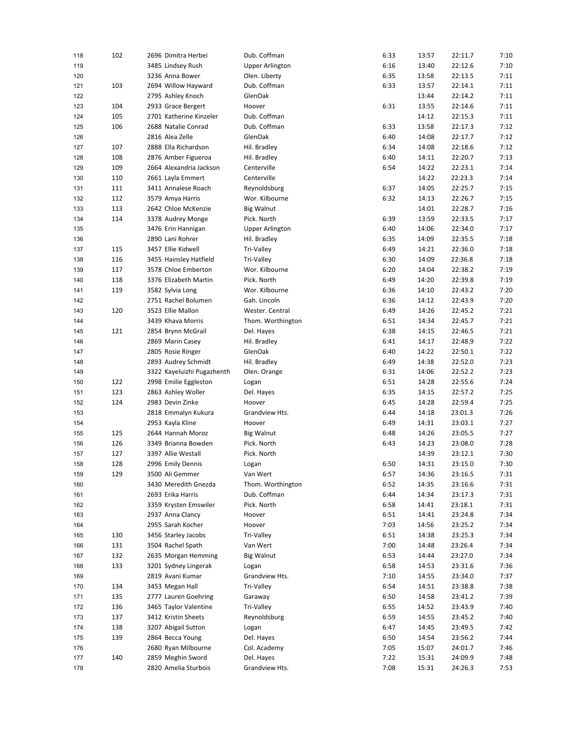| | | | | | | | |
|---|---|---|---|---|---|---|---|
| 118 | 102 | 2696 Dimitra Herbei | Dub. Coffman | 6:33 | 13:57 | 22:11.7 | 7:10 |
| 119 | | 3485 Lindsey Rush | Upper Arlington | 6:16 | 13:40 | 22:12.6 | 7:10 |
| 120 | | 3236 Anna Bower | Olen. Liberty | 6:35 | 13:58 | 22:13.5 | 7:11 |
| 121 | 103 | 2694 Willow Hayward | Dub. Coffman | 6:33 | 13:57 | 22:14.1 | 7:11 |
| 122 | | 2795 Ashley Knoch | GlenOak | | 13:44 | 22:14.2 | 7:11 |
| 123 | 104 | 2933 Grace Bergert | Hoover | 6:31 | 13:55 | 22:14.6 | 7:11 |
| 124 | 105 | 2701 Katherine Kinzeler | Dub. Coffman | | 14:12 | 22:15.3 | 7:11 |
| 125 | 106 | 2688 Natalie Conrad | Dub. Coffman | 6:33 | 13:58 | 22:17.3 | 7:12 |
| 126 | | 2816 Alea Zelle | GlenOak | 6:40 | 14:08 | 22:17.7 | 7:12 |
| 127 | 107 | 2888 Ella Richardson | Hil. Bradley | 6:34 | 14:08 | 22:18.6 | 7:12 |
| 128 | 108 | 2876 Amber Figueroa | Hil. Bradley | 6:40 | 14:11 | 22:20.7 | 7:13 |
| 129 | 109 | 2664 Alexandria Jackson | Centerville | 6:54 | 14:22 | 22:23.1 | 7:14 |
| 130 | 110 | 2661 Layla Emmert | Centerville | | 14:22 | 22:23.3 | 7:14 |
| 131 | 111 | 3411 Annalese Roach | Reynoldsburg | 6:37 | 14:05 | 22:25.7 | 7:15 |
| 132 | 112 | 3579 Amya Harris | Wor. Kilbourne | 6:32 | 14:13 | 22:26.7 | 7:15 |
| 133 | 113 | 2642 Chloe McKenzie | Big Walnut | | 14:01 | 22:28.7 | 7:16 |
| 134 | 114 | 3378 Audrey Monge | Pick. North | 6:39 | 13:59 | 22:33.5 | 7:17 |
| 135 | | 3476 Erin Hannigan | Upper Arlington | 6:40 | 14:06 | 22:34.0 | 7:17 |
| 136 | | 2890 Lani Rohrer | Hil. Bradley | 6:35 | 14:09 | 22:35.5 | 7:18 |
| 137 | 115 | 3457 Ellie Kidwell | Tri-Valley | 6:49 | 14:21 | 22:36.0 | 7:18 |
| 138 | 116 | 3455 Hainsley Hatfield | Tri-Valley | 6:30 | 14:09 | 22:36.8 | 7:18 |
| 139 | 117 | 3578 Chloe Emberton | Wor. Kilbourne | 6:20 | 14:04 | 22:38.2 | 7:19 |
| 140 | 118 | 3376 Elizabeth Martin | Pick. North | 6:49 | 14:20 | 22:39.8 | 7:19 |
| 141 | 119 | 3582 Sylvia Long | Wor. Kilbourne | 6:36 | 14:10 | 22:43.2 | 7:20 |
| 142 | | 2751 Rachel Bolumen | Gah. Lincoln | 6:36 | 14:12 | 22:43.9 | 7:20 |
| 143 | 120 | 3523 Ellie Mallon | Wester. Central | 6:49 | 14:26 | 22:45.2 | 7:21 |
| 144 | | 3439 Khava Morris | Thom. Worthington | 6:51 | 14:34 | 22:45.7 | 7:21 |
| 145 | 121 | 2854 Brynn McGrail | Del. Hayes | 6:38 | 14:15 | 22:46.5 | 7:21 |
| 146 | | 2869 Marin Casey | Hil. Bradley | 6:41 | 14:17 | 22:48.9 | 7:22 |
| 147 | | 2805 Rosie Ringer | GlenOak | 6:40 | 14:22 | 22:50.1 | 7:22 |
| 148 | | 2893 Audrey Schmidt | Hil. Bradley | 6:49 | 14:38 | 22:52.0 | 7:23 |
| 149 | | 3322 Kayeluizhi Pugazhenth | Olen. Orange | 6:31 | 14:06 | 22:52.2 | 7:23 |
| 150 | 122 | 2998 Emilie Eggleston | Logan | 6:51 | 14:28 | 22:55.6 | 7:24 |
| 151 | 123 | 2863 Ashley Woller | Del. Hayes | 6:35 | 14:15 | 22:57.2 | 7:25 |
| 152 | 124 | 2983 Devin Zinke | Hoover | 6:45 | 14:28 | 22:59.4 | 7:25 |
| 153 | | 2818 Emmalyn Kukura | Grandview Hts. | 6:44 | 14:18 | 23:01.3 | 7:26 |
| 154 | | 2953 Kayla Kline | Hoover | 6:49 | 14:31 | 23:03.1 | 7:27 |
| 155 | 125 | 2644 Hannah Moroz | Big Walnut | 6:48 | 14:26 | 23:05.5 | 7:27 |
| 156 | 126 | 3349 Brianna Bowden | Pick. North | 6:43 | 14:23 | 23:08.0 | 7:28 |
| 157 | 127 | 3397 Allie Westall | Pick. North | | 14:39 | 23:12.1 | 7:30 |
| 158 | 128 | 2996 Emily Dennis | Logan | 6:50 | 14:31 | 23:15.0 | 7:30 |
| 159 | 129 | 3500 Ali Gemmer | Van Wert | 6:57 | 14:36 | 23:16.5 | 7:31 |
| 160 | | 3430 Meredith Gnezda | Thom. Worthington | 6:52 | 14:35 | 23:16.6 | 7:31 |
| 161 | | 2693 Erika Harris | Dub. Coffman | 6:44 | 14:34 | 23:17.3 | 7:31 |
| 162 | | 3359 Krysten Emswiler | Pick. North | 6:58 | 14:41 | 23:18.1 | 7:31 |
| 163 | | 2937 Anna Clancy | Hoover | 6:51 | 14:41 | 23:24.8 | 7:34 |
| 164 | | 2955 Sarah Kocher | Hoover | 7:03 | 14:56 | 23:25.2 | 7:34 |
| 165 | 130 | 3456 Starley Jacobs | Tri-Valley | 6:51 | 14:38 | 23:25.3 | 7:34 |
| 166 | 131 | 3504 Rachel Spath | Van Wert | 7:00 | 14:48 | 23:26.4 | 7:34 |
| 167 | 132 | 2635 Morgan Hemming | Big Walnut | 6:53 | 14:44 | 23:27.0 | 7:34 |
| 168 | 133 | 3201 Sydney Lingerak | Logan | 6:58 | 14:53 | 23:31.6 | 7:36 |
| 169 | | 2819 Avani Kumar | Grandview Hts. | 7:10 | 14:55 | 23:34.0 | 7:37 |
| 170 | 134 | 3453 Megan Hall | Tri-Valley | 6:54 | 14:51 | 23:38.8 | 7:38 |
| 171 | 135 | 2777 Lauren Goehring | Garaway | 6:50 | 14:58 | 23:41.2 | 7:39 |
| 172 | 136 | 3465 Taylor Valentine | Tri-Valley | 6:55 | 14:52 | 23:43.9 | 7:40 |
| 173 | 137 | 3412 Kristin Sheets | Reynoldsburg | 6:59 | 14:55 | 23:45.2 | 7:40 |
| 174 | 138 | 3207 Abigail Sutton | Logan | 6:47 | 14:45 | 23:49.5 | 7:42 |
| 175 | 139 | 2864 Becca Young | Del. Hayes | 6:50 | 14:54 | 23:56.2 | 7:44 |
| 176 | | 2680 Ryan Milbourne | Col. Academy | 7:05 | 15:07 | 24:01.7 | 7:46 |
| 177 | 140 | 2859 Meghin Sword | Del. Hayes | 7:22 | 15:31 | 24:09.9 | 7:48 |
| 178 | | 2820 Amelia Sturbois | Grandview Hts. | 7:08 | 15:31 | 24:26.3 | 7:53 |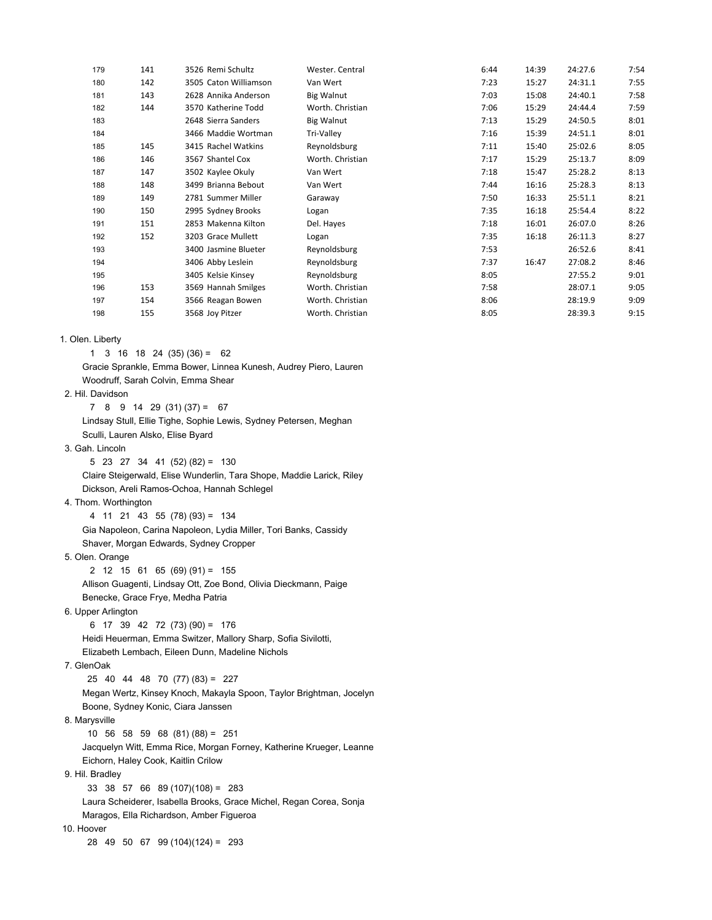| Place | Team Place | Bib | Name | School | Split 1 | Split 2 | Time | Pace |
|---|---|---|---|---|---|---|---|---|
| 179 | 141 | 3526 | Remi Schultz | Wester. Central | 6:44 | 14:39 | 24:27.6 | 7:54 |
| 180 | 142 | 3505 | Caton Williamson | Van Wert | 7:23 | 15:27 | 24:31.1 | 7:55 |
| 181 | 143 | 2628 | Annika Anderson | Big Walnut | 7:03 | 15:08 | 24:40.1 | 7:58 |
| 182 | 144 | 3570 | Katherine Todd | Worth. Christian | 7:06 | 15:29 | 24:44.4 | 7:59 |
| 183 | | 2648 | Sierra Sanders | Big Walnut | 7:13 | 15:29 | 24:50.5 | 8:01 |
| 184 | | 3466 | Maddie Wortman | Tri-Valley | 7:16 | 15:39 | 24:51.1 | 8:01 |
| 185 | 145 | 3415 | Rachel Watkins | Reynoldsburg | 7:11 | 15:40 | 25:02.6 | 8:05 |
| 186 | 146 | 3567 | Shantel Cox | Worth. Christian | 7:17 | 15:29 | 25:13.7 | 8:09 |
| 187 | 147 | 3502 | Kaylee Okuly | Van Wert | 7:18 | 15:47 | 25:28.2 | 8:13 |
| 188 | 148 | 3499 | Brianna Bebout | Van Wert | 7:44 | 16:16 | 25:28.3 | 8:13 |
| 189 | 149 | 2781 | Summer Miller | Garaway | 7:50 | 16:33 | 25:51.1 | 8:21 |
| 190 | 150 | 2995 | Sydney Brooks | Logan | 7:35 | 16:18 | 25:54.4 | 8:22 |
| 191 | 151 | 2853 | Makenna Kilton | Del. Hayes | 7:18 | 16:01 | 26:07.0 | 8:26 |
| 192 | 152 | 3203 | Grace Mullett | Logan | 7:35 | 16:18 | 26:11.3 | 8:27 |
| 193 | | 3400 | Jasmine Blueter | Reynoldsburg | 7:53 | | 26:52.6 | 8:41 |
| 194 | | 3406 | Abby Leslein | Reynoldsburg | 7:37 | 16:47 | 27:08.2 | 8:46 |
| 195 | | 3405 | Kelsie Kinsey | Reynoldsburg | 8:05 | | 27:55.2 | 9:01 |
| 196 | 153 | 3569 | Hannah Smilges | Worth. Christian | 7:58 | | 28:07.1 | 9:05 |
| 197 | 154 | 3566 | Reagan Bowen | Worth. Christian | 8:06 | | 28:19.9 | 9:09 |
| 198 | 155 | 3568 | Joy Pitzer | Worth. Christian | 8:05 | | 28:39.3 | 9:15 |

1. Olen. Liberty
   1 3 16 18 24 (35) (36) = 62
   Gracie Sprankle, Emma Bower, Linnea Kunesh, Audrey Piero, Lauren Woodruff, Sarah Colvin, Emma Shear
2. Hil. Davidson
   7 8 9 14 29 (31) (37) = 67
   Lindsay Stull, Ellie Tighe, Sophie Lewis, Sydney Petersen, Meghan Sculli, Lauren Alsko, Elise Byard
3. Gah. Lincoln
   5 23 27 34 41 (52) (82) = 130
   Claire Steigerwald, Elise Wunderlin, Tara Shope, Maddie Larick, Riley Dickson, Areli Ramos-Ochoa, Hannah Schlegel
4. Thom. Worthington
   4 11 21 43 55 (78) (93) = 134
   Gia Napoleon, Carina Napoleon, Lydia Miller, Tori Banks, Cassidy Shaver, Morgan Edwards, Sydney Cropper
5. Olen. Orange
   2 12 15 61 65 (69) (91) = 155
   Allison Guagenti, Lindsay Ott, Zoe Bond, Olivia Dieckmann, Paige Benecke, Grace Frye, Medha Patria
6. Upper Arlington
   6 17 39 42 72 (73) (90) = 176
   Heidi Heuerman, Emma Switzer, Mallory Sharp, Sofia Sivilotti, Elizabeth Lembach, Eileen Dunn, Madeline Nichols
7. GlenOak
   25 40 44 48 70 (77) (83) = 227
   Megan Wertz, Kinsey Knoch, Makayla Spoon, Taylor Brightman, Jocelyn Boone, Sydney Konic, Ciara Janssen
8. Marysville
   10 56 58 59 68 (81) (88) = 251
   Jacquelyn Witt, Emma Rice, Morgan Forney, Katherine Krueger, Leanne Eichorn, Haley Cook, Kaitlin Crilow
9. Hil. Bradley
   33 38 57 66 89 (107)(108) = 283
   Laura Scheiderer, Isabella Brooks, Grace Michel, Regan Corea, Sonja Maragos, Ella Richardson, Amber Figueroa
10. Hoover
    28 49 50 67 99 (104)(124) = 293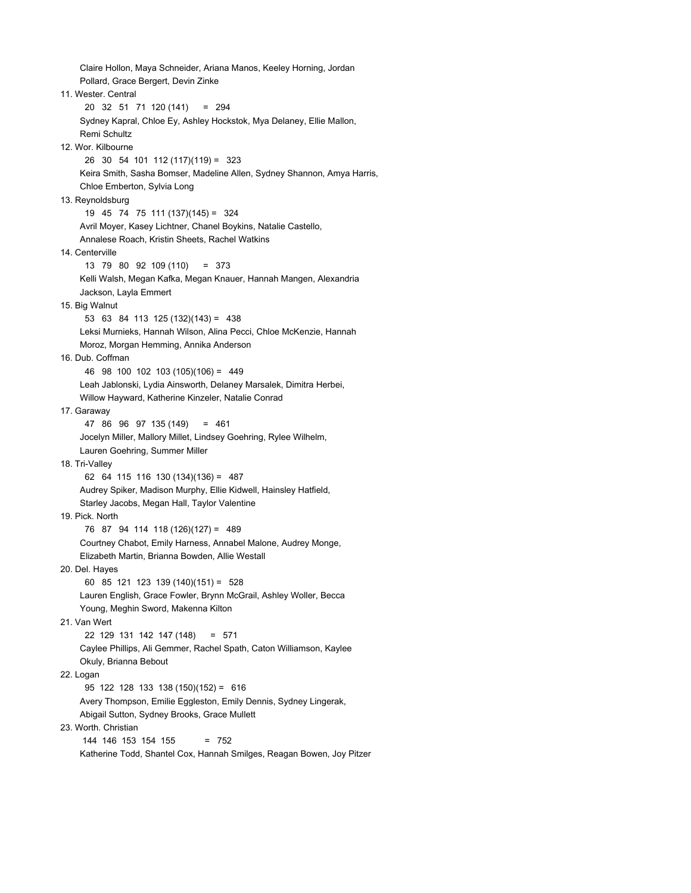Claire Hollon, Maya Schneider, Ariana Manos, Keeley Horning, Jordan Pollard, Grace Bergert, Devin Zinke

11. Wester. Central
    20 32 51 71 120 (141) = 294
    Sydney Kapral, Chloe Ey, Ashley Hockstok, Mya Delaney, Ellie Mallon, Remi Schultz
12. Wor. Kilbourne
    26 30 54 101 112 (117)(119) = 323
    Keira Smith, Sasha Bomser, Madeline Allen, Sydney Shannon, Amya Harris, Chloe Emberton, Sylvia Long
13. Reynoldsburg
    19 45 74 75 111 (137)(145) = 324
    Avril Moyer, Kasey Lichtner, Chanel Boykins, Natalie Castello, Annalese Roach, Kristin Sheets, Rachel Watkins
14. Centerville
    13 79 80 92 109 (110) = 373
    Kelli Walsh, Megan Kafka, Megan Knauer, Hannah Mangen, Alexandria Jackson, Layla Emmert
15. Big Walnut
    53 63 84 113 125 (132)(143) = 438
    Leksi Murnieks, Hannah Wilson, Alina Pecci, Chloe McKenzie, Hannah Moroz, Morgan Hemming, Annika Anderson
16. Dub. Coffman
    46 98 100 102 103 (105)(106) = 449
    Leah Jablonski, Lydia Ainsworth, Delaney Marsalek, Dimitra Herbei, Willow Hayward, Katherine Kinzeler, Natalie Conrad
17. Garaway
    47 86 96 97 135 (149) = 461
    Jocelyn Miller, Mallory Millet, Lindsey Goehring, Rylee Wilhelm, Lauren Goehring, Summer Miller
18. Tri-Valley
    62 64 115 116 130 (134)(136) = 487
    Audrey Spiker, Madison Murphy, Ellie Kidwell, Hainsley Hatfield, Starley Jacobs, Megan Hall, Taylor Valentine
19. Pick. North
    76 87 94 114 118 (126)(127) = 489
    Courtney Chabot, Emily Harness, Annabel Malone, Audrey Monge, Elizabeth Martin, Brianna Bowden, Allie Westall
20. Del. Hayes
    60 85 121 123 139 (140)(151) = 528
    Lauren English, Grace Fowler, Brynn McGrail, Ashley Woller, Becca Young, Meghin Sword, Makenna Kilton
21. Van Wert
    22 129 131 142 147 (148) = 571
    Caylee Phillips, Ali Gemmer, Rachel Spath, Caton Williamson, Kaylee Okuly, Brianna Bebout
22. Logan
    95 122 128 133 138 (150)(152) = 616
    Avery Thompson, Emilie Eggleston, Emily Dennis, Sydney Lingerak, Abigail Sutton, Sydney Brooks, Grace Mullett
23. Worth. Christian
    144 146 153 154 155 = 752
    Katherine Todd, Shantel Cox, Hannah Smilges, Reagan Bowen, Joy Pitzer